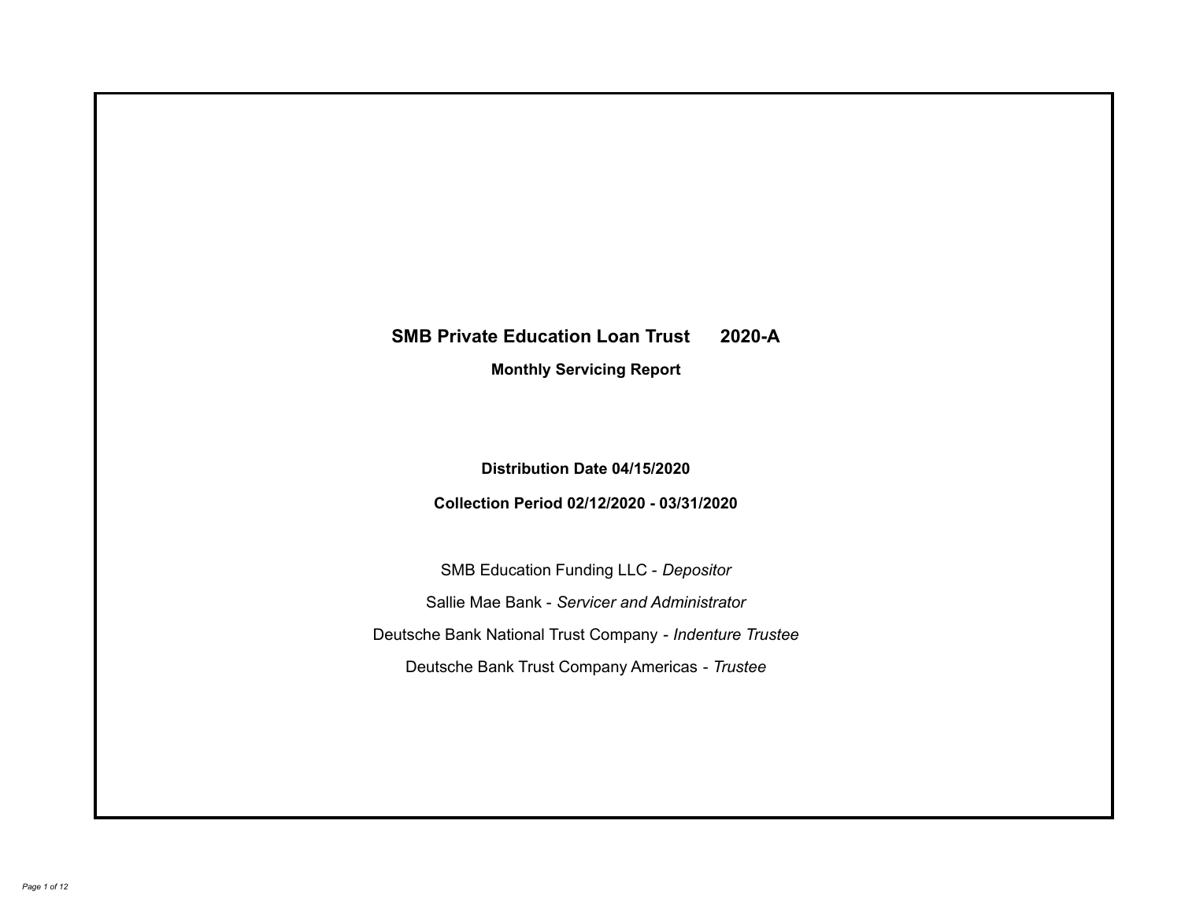# SMB Private Education Loan Trust 2020-A

## Monthly Servicing Report

**Distribution Date 04/15/2020**

**Collection Period 02/12/2020 - 03/31/2020**

SMB Education Funding LLC - *Depositor*

Sallie Mae Bank - *Servicer and Administrator*

Deutsche Bank National Trust Company - *Indenture Trustee*

Deutsche Bank Trust Company Americas - *Trustee*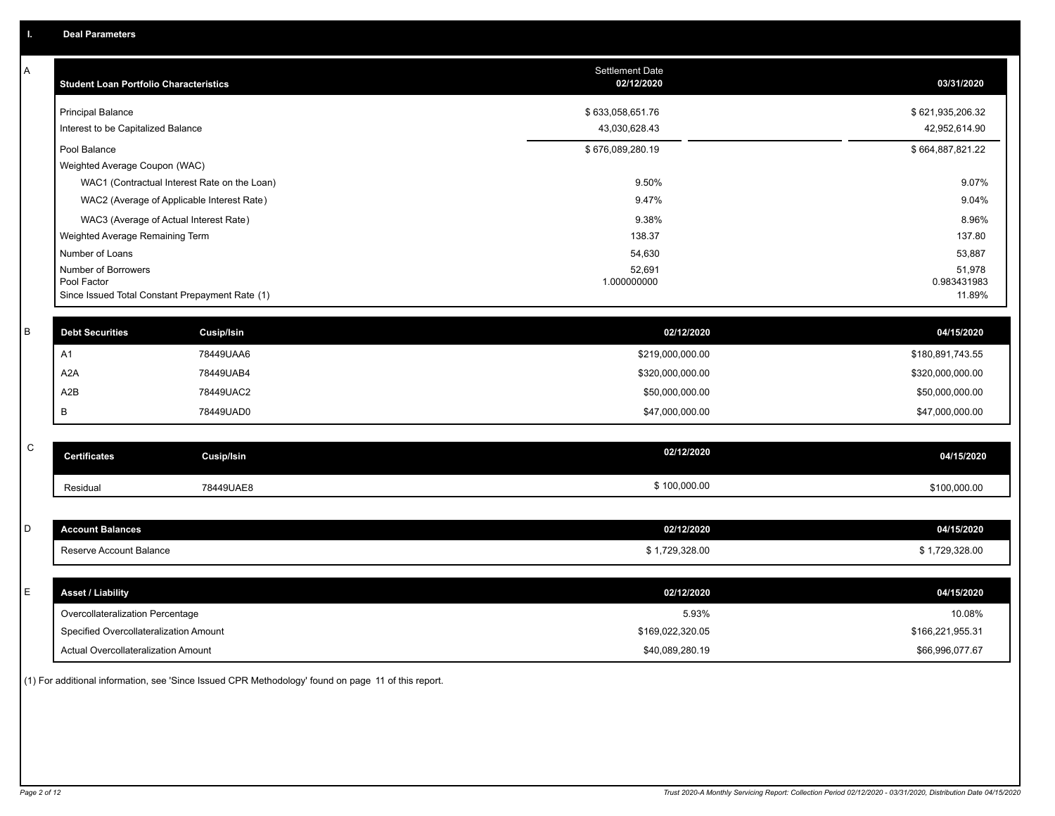# I. Deal Parameters

## A

| Student Loan Portfolio Characteristics | Settlement Date 02/12/2020 | | 03/31/2020 |
|---|---|---|---|
| Principal Balance | $ 633,058,651.76 | | $ 621,935,206.32 |
| Interest to be Capitalized Balance | 43,030,628.43 | | 42,952,614.90 |
| Pool Balance | $ 676,089,280.19 | | $ 664,887,821.22 |
| Weighted Average Coupon (WAC) | | | |
| WAC1 (Contractual Interest Rate on the Loan) | 9.50% | | 9.07% |
| WAC2 (Average of Applicable Interest Rate) | 9.47% | | 9.04% |
| WAC3 (Average of Actual Interest Rate) | 9.38% | | 8.96% |
| Weighted Average Remaining Term | 138.37 | | 137.80 |
| Number of Loans | 54,630 | | 53,887 |
| Number of Borrowers | 52,691 | | 51,978 |
| Pool Factor | 1.000000000 | | 0.983431983 |
| Since Issued Total Constant Prepayment Rate (1) | | | 11.89% |

## B

| Debt Securities | Cusip/Isin | 02/12/2020 | 04/15/2020 |
|---|---|---|---|
| A1 | 78449UAA6 | $219,000,000.00 | $180,891,743.55 |
| A2A | 78449UAB4 | $320,000,000.00 | $320,000,000.00 |
| A2B | 78449UAC2 | $50,000,000.00 | $50,000,000.00 |
| B | 78449UAD0 | $47,000,000.00 | $47,000,000.00 |

## C

| Certificates | Cusip/Isin | 02/12/2020 | 04/15/2020 |
|---|---|---|---|
| Residual | 78449UAE8 | $ 100,000.00 | $100,000.00 |

## D

| Account Balances | 02/12/2020 | 04/15/2020 |
|---|---|---|
| Reserve Account Balance | $ 1,729,328.00 | $ 1,729,328.00 |

## E

| Asset / Liability | 02/12/2020 | 04/15/2020 |
|---|---|---|
| Overcollateralization Percentage | 5.93% | 10.08% |
| Specified Overcollateralization Amount | $169,022,320.05 | $166,221,955.31 |
| Actual Overcollateralization Amount | $40,089,280.19 | $66,996,077.67 |

(1) For additional information, see 'Since Issued CPR Methodology' found on page 11 of this report.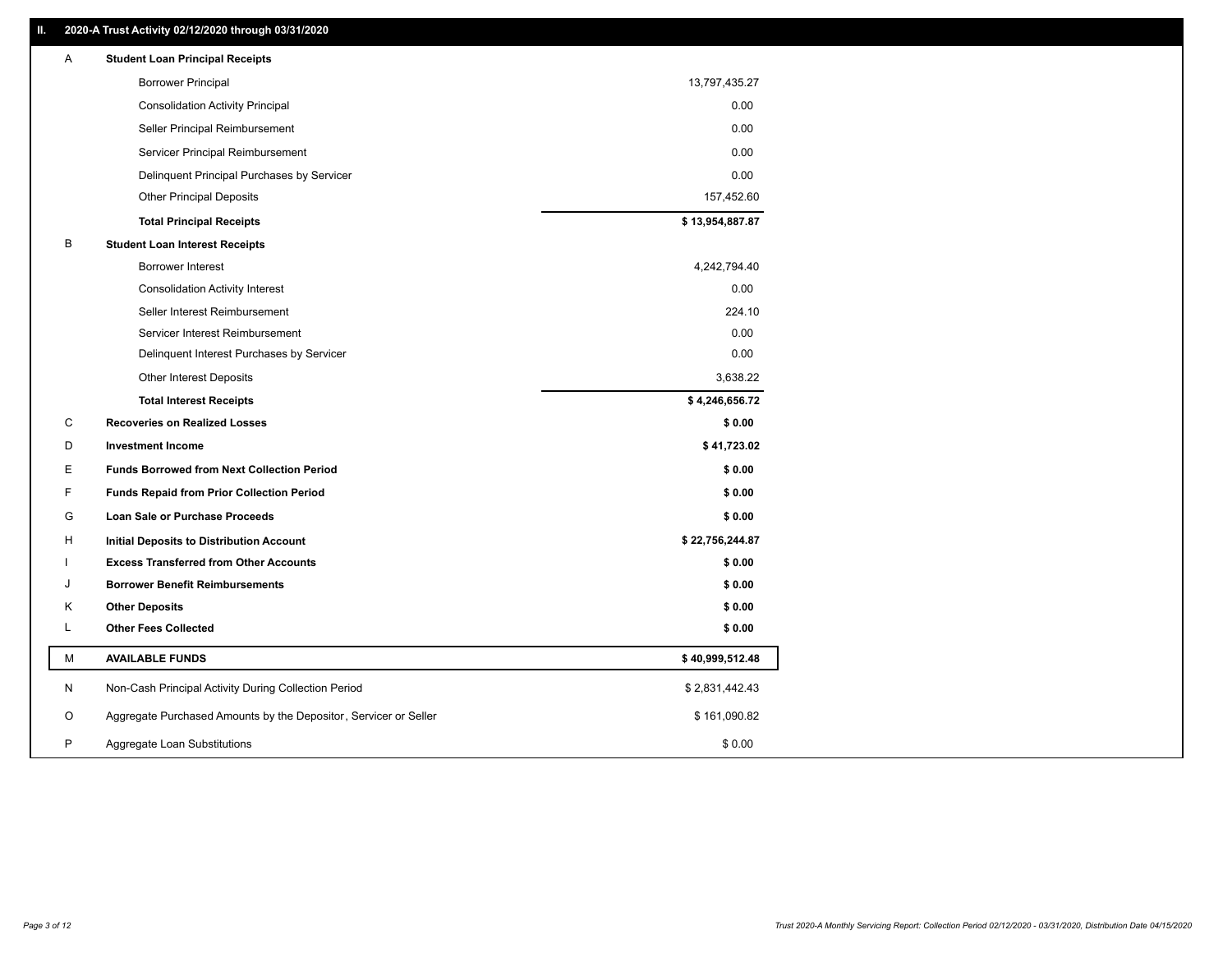## II. 2020-A Trust Activity 02/12/2020 through 03/31/2020

| | | |
|---|---|---|
| A | **Student Loan Principal Receipts** | |
| | Borrower Principal | 13,797,435.27 |
| | Consolidation Activity Principal | 0.00 |
| | Seller Principal Reimbursement | 0.00 |
| | Servicer Principal Reimbursement | 0.00 |
| | Delinquent Principal Purchases by Servicer | 0.00 |
| | Other Principal Deposits | 157,452.60 |
| | **Total Principal Receipts** | **$ 13,954,887.87** |
| B | **Student Loan Interest Receipts** | |
| | Borrower Interest | 4,242,794.40 |
| | Consolidation Activity Interest | 0.00 |
| | Seller Interest Reimbursement | 224.10 |
| | Servicer Interest Reimbursement | 0.00 |
| | Delinquent Interest Purchases by Servicer | 0.00 |
| | Other Interest Deposits | 3,638.22 |
| | **Total Interest Receipts** | **$ 4,246,656.72** |
| C | **Recoveries on Realized Losses** | **$ 0.00** |
| D | **Investment Income** | **$ 41,723.02** |
| E | **Funds Borrowed from Next Collection Period** | **$ 0.00** |
| F | **Funds Repaid from Prior Collection Period** | **$ 0.00** |
| G | **Loan Sale or Purchase Proceeds** | **$ 0.00** |
| H | **Initial Deposits to Distribution Account** | **$ 22,756,244.87** |
| I | **Excess Transferred from Other Accounts** | **$ 0.00** |
| J | **Borrower Benefit Reimbursements** | **$ 0.00** |
| K | **Other Deposits** | **$ 0.00** |
| L | **Other Fees Collected** | **$ 0.00** |
| M | **AVAILABLE FUNDS** | **$ 40,999,512.48** |
| N | Non-Cash Principal Activity During Collection Period | $ 2,831,442.43 |
| O | Aggregate Purchased Amounts by the Depositor, Servicer or Seller | $ 161,090.82 |
| P | Aggregate Loan Substitutions | $ 0.00 |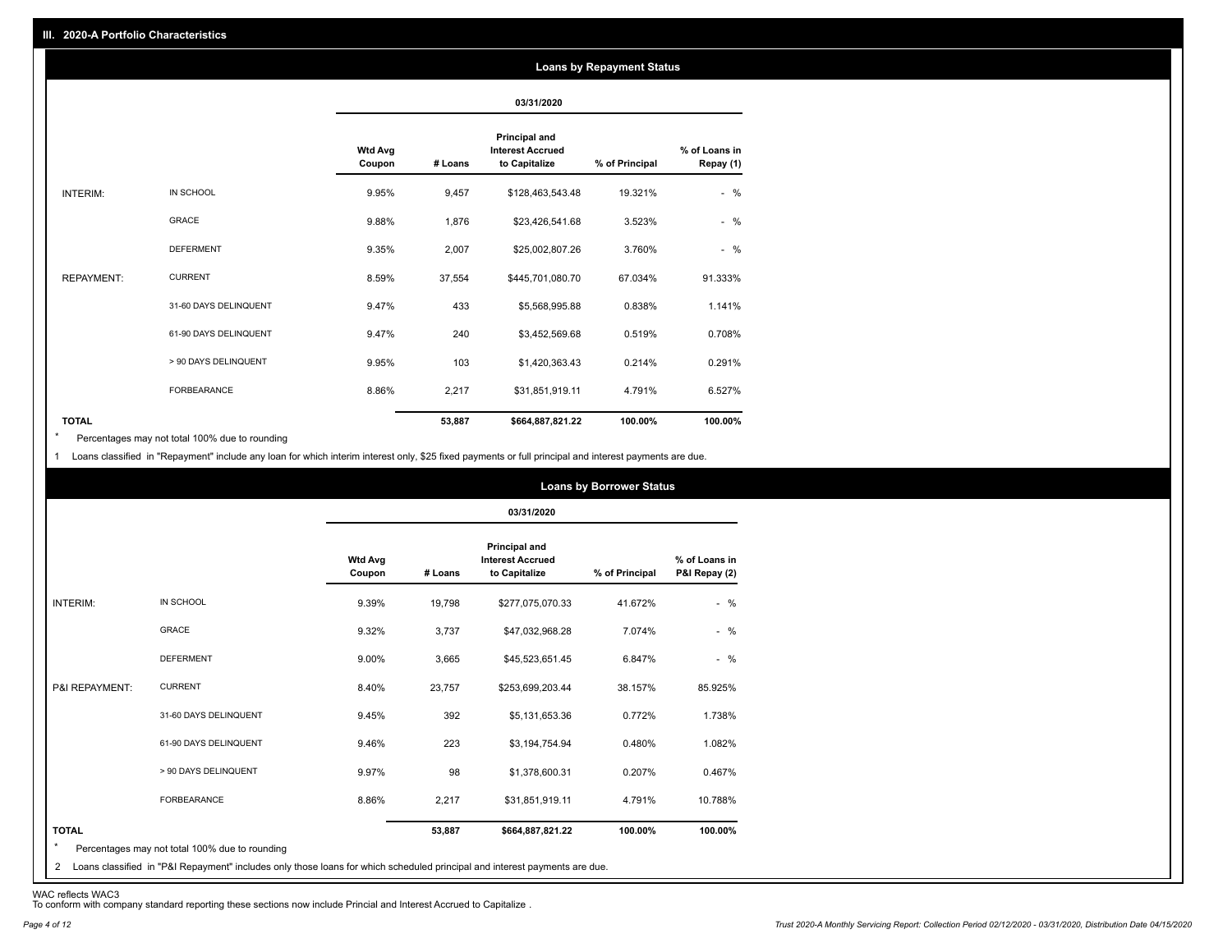## III. 2020-A Portfolio Characteristics

### Loans by Repayment Status

| | | 03/31/2020 | | | | |
|---|---|---|---|---|---|---|
| | | Wtd Avg Coupon | # Loans | Principal and Interest Accrued to Capitalize | % of Principal | % of Loans in Repay (1) |
| INTERIM: | IN SCHOOL | 9.95% | 9,457 | $128,463,543.48 | 19.321% | - % |
| | GRACE | 9.88% | 1,876 | $23,426,541.68 | 3.523% | - % |
| | DEFERMENT | 9.35% | 2,007 | $25,002,807.26 | 3.760% | - % |
| REPAYMENT: | CURRENT | 8.59% | 37,554 | $445,701,080.70 | 67.034% | 91.333% |
| | 31-60 DAYS DELINQUENT | 9.47% | 433 | $5,568,995.88 | 0.838% | 1.141% |
| | 61-90 DAYS DELINQUENT | 9.47% | 240 | $3,452,569.68 | 0.519% | 0.708% |
| | > 90 DAYS DELINQUENT | 9.95% | 103 | $1,420,363.43 | 0.214% | 0.291% |
| | FORBEARANCE | 8.86% | 2,217 | $31,851,919.11 | 4.791% | 6.527% |
| TOTAL | | | 53,887 | $664,887,821.22 | 100.00% | 100.00% |

\* Percentages may not total 100% due to rounding

1 Loans classified in "Repayment" include any loan for which interim interest only, $25 fixed payments or full principal and interest payments are due.

### Loans by Borrower Status

| | | 03/31/2020 | | | | |
|---|---|---|---|---|---|---|
| | | Wtd Avg Coupon | # Loans | Principal and Interest Accrued to Capitalize | % of Principal | % of Loans in P&I Repay (2) |
| INTERIM: | IN SCHOOL | 9.39% | 19,798 | $277,075,070.33 | 41.672% | - % |
| | GRACE | 9.32% | 3,737 | $47,032,968.28 | 7.074% | - % |
| | DEFERMENT | 9.00% | 3,665 | $45,523,651.45 | 6.847% | - % |
| P&I REPAYMENT: | CURRENT | 8.40% | 23,757 | $253,699,203.44 | 38.157% | 85.925% |
| | 31-60 DAYS DELINQUENT | 9.45% | 392 | $5,131,653.36 | 0.772% | 1.738% |
| | 61-90 DAYS DELINQUENT | 9.46% | 223 | $3,194,754.94 | 0.480% | 1.082% |
| | > 90 DAYS DELINQUENT | 9.97% | 98 | $1,378,600.31 | 0.207% | 0.467% |
| | FORBEARANCE | 8.86% | 2,217 | $31,851,919.11 | 4.791% | 10.788% |
| TOTAL | | | 53,887 | $664,887,821.22 | 100.00% | 100.00% |

\* Percentages may not total 100% due to rounding

2 Loans classified in "P&I Repayment" includes only those loans for which scheduled principal and interest payments are due.

WAC reflects WAC3

To conform with company standard reporting these sections now include Princial and Interest Accrued to Capitalize .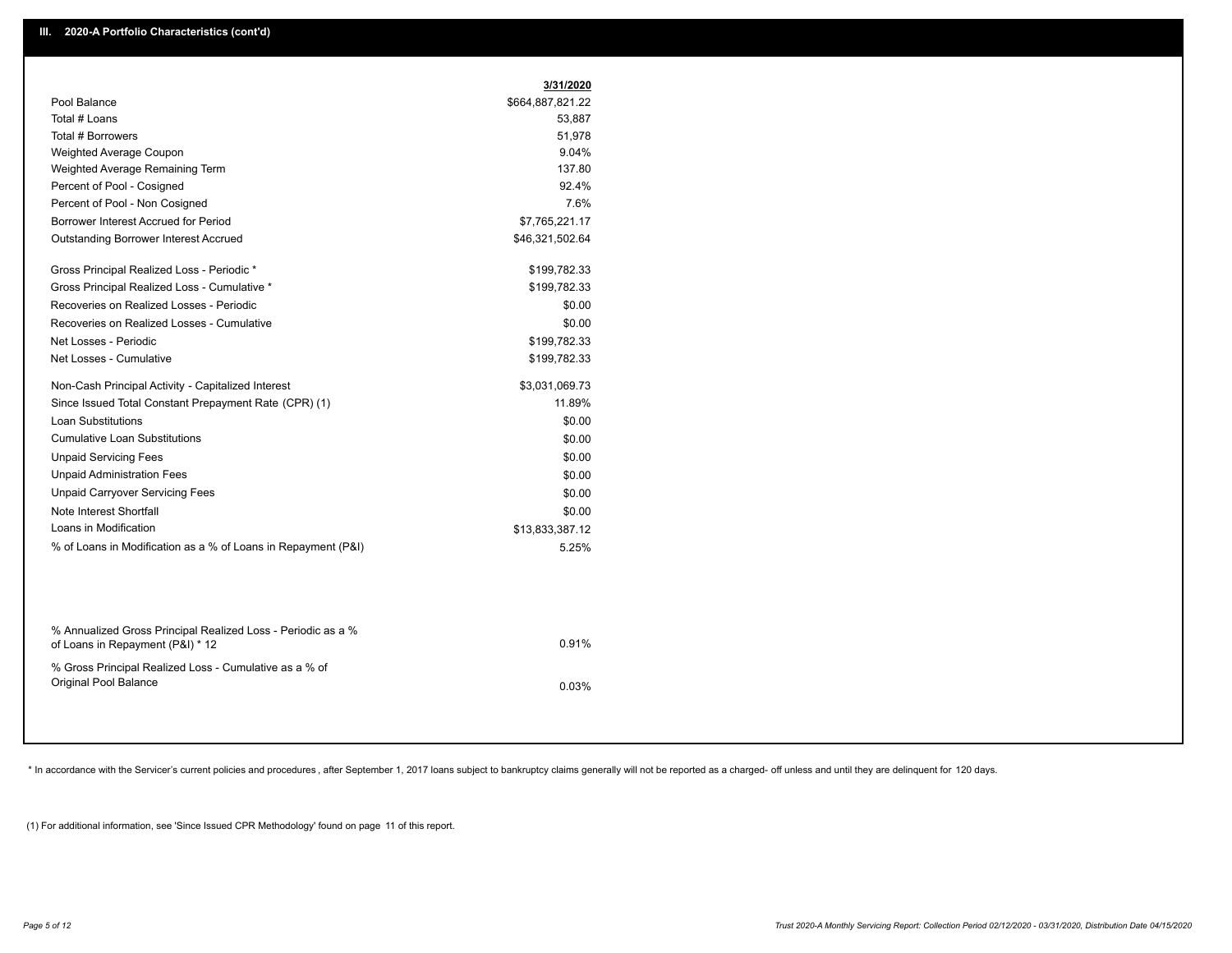## III. 2020-A Portfolio Characteristics (cont'd)

| | 3/31/2020 |
|---|---|
| Pool Balance | $664,887,821.22 |
| Total # Loans | 53,887 |
| Total # Borrowers | 51,978 |
| Weighted Average Coupon | 9.04% |
| Weighted Average Remaining Term | 137.80 |
| Percent of Pool - Cosigned | 92.4% |
| Percent of Pool - Non Cosigned | 7.6% |
| Borrower Interest Accrued for Period | $7,765,221.17 |
| Outstanding Borrower Interest Accrued | $46,321,502.64 |
| Gross Principal Realized Loss - Periodic * | $199,782.33 |
| Gross Principal Realized Loss - Cumulative * | $199,782.33 |
| Recoveries on Realized Losses - Periodic | $0.00 |
| Recoveries on Realized Losses - Cumulative | $0.00 |
| Net Losses - Periodic | $199,782.33 |
| Net Losses - Cumulative | $199,782.33 |
| Non-Cash Principal Activity - Capitalized Interest | $3,031,069.73 |
| Since Issued Total Constant Prepayment Rate (CPR) (1) | 11.89% |
| Loan Substitutions | $0.00 |
| Cumulative Loan Substitutions | $0.00 |
| Unpaid Servicing Fees | $0.00 |
| Unpaid Administration Fees | $0.00 |
| Unpaid Carryover Servicing Fees | $0.00 |
| Note Interest Shortfall | $0.00 |
| Loans in Modification | $13,833,387.12 |
| % of Loans in Modification as a % of Loans in Repayment (P&I) | 5.25% |
| % Annualized Gross Principal Realized Loss - Periodic as a % of Loans in Repayment (P&I) * 12 | 0.91% |
| % Gross Principal Realized Loss - Cumulative as a % of Original Pool Balance | 0.03% |

* In accordance with the Servicer's current policies and procedures, after September 1, 2017 loans subject to bankruptcy claims generally will not be reported as a charged- off unless and until they are delinquent for 120 days.

(1) For additional information, see 'Since Issued CPR Methodology' found on page 11 of this report.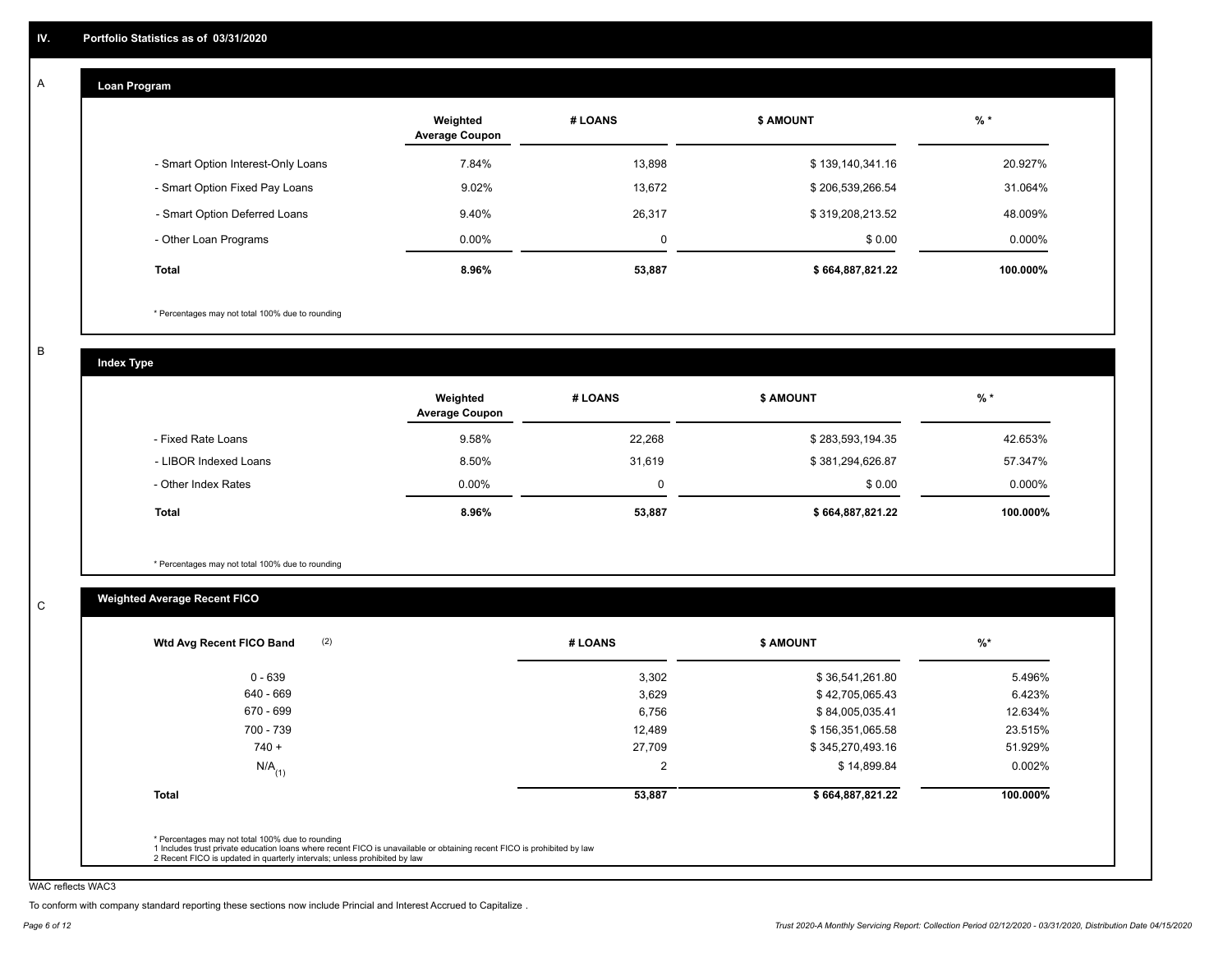## IV. Portfolio Statistics as of 03/31/2020

### A — Loan Program

| | Weighted Average Coupon | # LOANS | $ AMOUNT | % * |
|---|---|---|---|---|
| - Smart Option Interest-Only Loans | 7.84% | 13,898 | $ 139,140,341.16 | 20.927% |
| - Smart Option Fixed Pay Loans | 9.02% | 13,672 | $ 206,539,266.54 | 31.064% |
| - Smart Option Deferred Loans | 9.40% | 26,317 | $ 319,208,213.52 | 48.009% |
| - Other Loan Programs | 0.00% | 0 | $ 0.00 | 0.000% |
| **Total** | **8.96%** | **53,887** | **$ 664,887,821.22** | **100.000%** |

* Percentages may not total 100% due to rounding

### B — Index Type

| | Weighted Average Coupon | # LOANS | $ AMOUNT | % * |
|---|---|---|---|---|
| - Fixed Rate Loans | 9.58% | 22,268 | $ 283,593,194.35 | 42.653% |
| - LIBOR Indexed Loans | 8.50% | 31,619 | $ 381,294,626.87 | 57.347% |
| - Other Index Rates | 0.00% | 0 | $ 0.00 | 0.000% |
| **Total** | **8.96%** | **53,887** | **$ 664,887,821.22** | **100.000%** |

* Percentages may not total 100% due to rounding

### C — Weighted Average Recent FICO

| Wtd Avg Recent FICO Band (2) | # LOANS | $ AMOUNT | %* |
|---|---|---|---|
| 0 - 639 | 3,302 | $ 36,541,261.80 | 5.496% |
| 640 - 669 | 3,629 | $ 42,705,065.43 | 6.423% |
| 670 - 699 | 6,756 | $ 84,005,035.41 | 12.634% |
| 700 - 739 | 12,489 | $ 156,351,065.58 | 23.515% |
| 740 + | 27,709 | $ 345,270,493.16 | 51.929% |
| N/A (1) | 2 | $ 14,899.84 | 0.002% |
| **Total** | **53,887** | **$ 664,887,821.22** | **100.000%** |

* Percentages may not total 100% due to rounding
1 Includes trust private education loans where recent FICO is unavailable or obtaining recent FICO is prohibited by law
2 Recent FICO is updated in quarterly intervals; unless prohibited by law

WAC reflects WAC3

To conform with company standard reporting these sections now include Princial and Interest Accrued to Capitalize .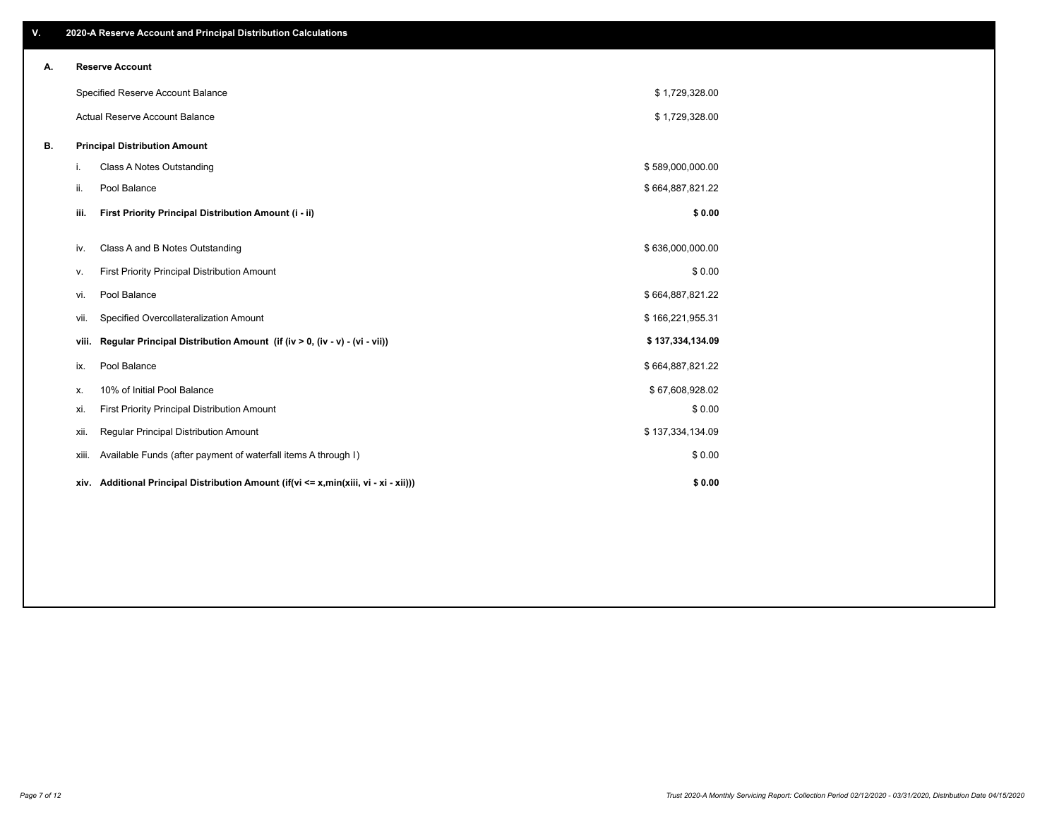## V. 2020-A Reserve Account and Principal Distribution Calculations

### A. Reserve Account

| | |
|---|---|
| Specified Reserve Account Balance | $ 1,729,328.00 |
| Actual Reserve Account Balance | $ 1,729,328.00 |

### B. Principal Distribution Amount

| | | |
|---|---|---|
| i. | Class A Notes Outstanding | $ 589,000,000.00 |
| ii. | Pool Balance | $ 664,887,821.22 |
| **iii.** | **First Priority Principal Distribution Amount (i - ii)** | **$ 0.00** |
| iv. | Class A and B Notes Outstanding | $ 636,000,000.00 |
| v. | First Priority Principal Distribution Amount | $ 0.00 |
| vi. | Pool Balance | $ 664,887,821.22 |
| vii. | Specified Overcollateralization Amount | $ 166,221,955.31 |
| **viii.** | **Regular Principal Distribution Amount (if (iv > 0, (iv - v) - (vi - vii))** | **$ 137,334,134.09** |
| ix. | Pool Balance | $ 664,887,821.22 |
| x. | 10% of Initial Pool Balance | $ 67,608,928.02 |
| xi. | First Priority Principal Distribution Amount | $ 0.00 |
| xii. | Regular Principal Distribution Amount | $ 137,334,134.09 |
| xiii. | Available Funds (after payment of waterfall items A through I) | $ 0.00 |
| **xiv.** | **Additional Principal Distribution Amount (if(vi <= x,min(xiii, vi - xi - xii)))** | **$ 0.00** |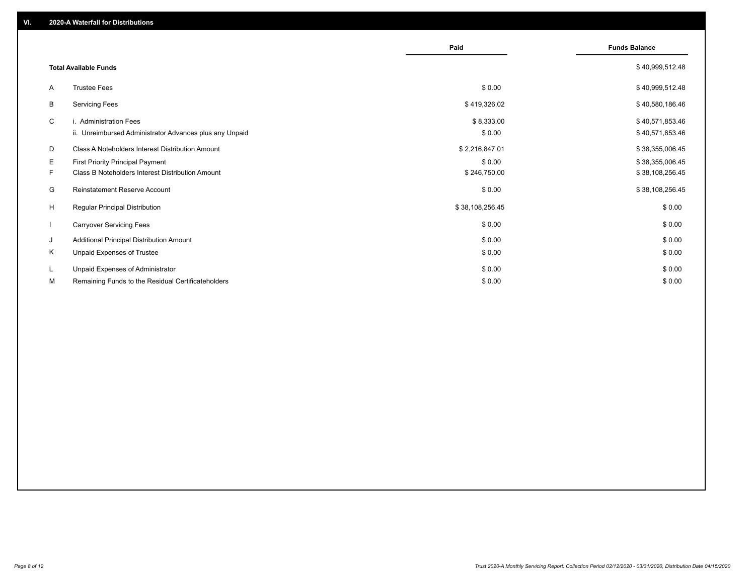## VI. 2020-A Waterfall for Distributions

| | | Paid | Funds Balance |
|---|---|---|---|
| | **Total Available Funds** | | $ 40,999,512.48 |
| A | Trustee Fees | $ 0.00 | $ 40,999,512.48 |
| B | Servicing Fees | $ 419,326.02 | $ 40,580,186.46 |
| C | i. Administration Fees | $ 8,333.00 | $ 40,571,853.46 |
| | ii. Unreimbursed Administrator Advances plus any Unpaid | $ 0.00 | $ 40,571,853.46 |
| D | Class A Noteholders Interest Distribution Amount | $ 2,216,847.01 | $ 38,355,006.45 |
| E | First Priority Principal Payment | $ 0.00 | $ 38,355,006.45 |
| F | Class B Noteholders Interest Distribution Amount | $ 246,750.00 | $ 38,108,256.45 |
| G | Reinstatement Reserve Account | $ 0.00 | $ 38,108,256.45 |
| H | Regular Principal Distribution | $ 38,108,256.45 | $ 0.00 |
| I | Carryover Servicing Fees | $ 0.00 | $ 0.00 |
| J | Additional Principal Distribution Amount | $ 0.00 | $ 0.00 |
| K | Unpaid Expenses of Trustee | $ 0.00 | $ 0.00 |
| L | Unpaid Expenses of Administrator | $ 0.00 | $ 0.00 |
| M | Remaining Funds to the Residual Certificateholders | $ 0.00 | $ 0.00 |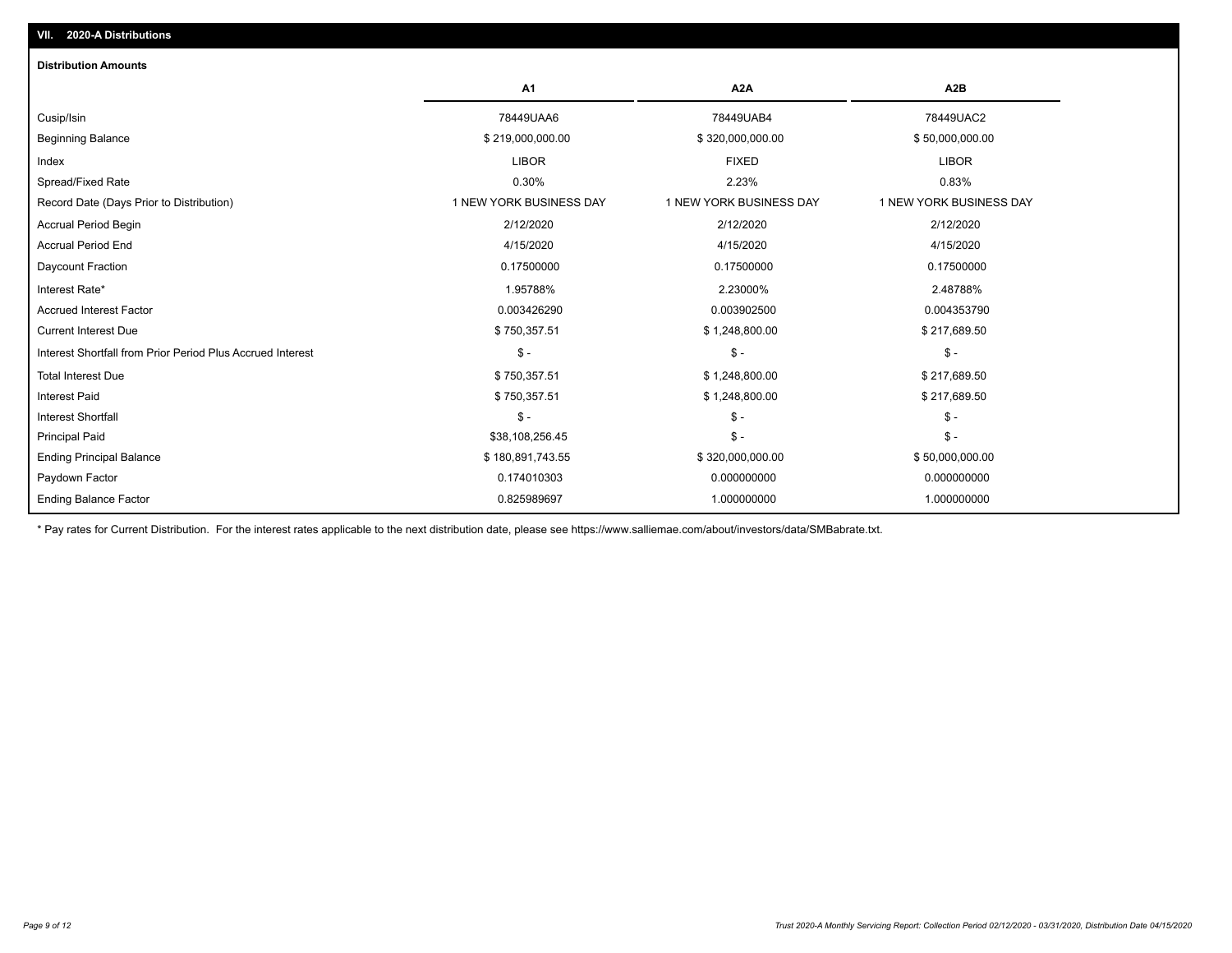## VII. 2020-A Distributions

### Distribution Amounts

| | A1 | A2A | A2B |
|---|---|---|---|
| Cusip/Isin | 78449UAA6 | 78449UAB4 | 78449UAC2 |
| Beginning Balance | $ 219,000,000.00 | $ 320,000,000.00 | $ 50,000,000.00 |
| Index | LIBOR | FIXED | LIBOR |
| Spread/Fixed Rate | 0.30% | 2.23% | 0.83% |
| Record Date (Days Prior to Distribution) | 1 NEW YORK BUSINESS DAY | 1 NEW YORK BUSINESS DAY | 1 NEW YORK BUSINESS DAY |
| Accrual Period Begin | 2/12/2020 | 2/12/2020 | 2/12/2020 |
| Accrual Period End | 4/15/2020 | 4/15/2020 | 4/15/2020 |
| Daycount Fraction | 0.17500000 | 0.17500000 | 0.17500000 |
| Interest Rate* | 1.95788% | 2.23000% | 2.48788% |
| Accrued Interest Factor | 0.003426290 | 0.003902500 | 0.004353790 |
| Current Interest Due | $ 750,357.51 | $ 1,248,800.00 | $ 217,689.50 |
| Interest Shortfall from Prior Period Plus Accrued Interest | $ - | $ - | $ - |
| Total Interest Due | $ 750,357.51 | $ 1,248,800.00 | $ 217,689.50 |
| Interest Paid | $ 750,357.51 | $ 1,248,800.00 | $ 217,689.50 |
| Interest Shortfall | $ - | $ - | $ - |
| Principal Paid | $38,108,256.45 | $ - | $ - |
| Ending Principal Balance | $ 180,891,743.55 | $ 320,000,000.00 | $ 50,000,000.00 |
| Paydown Factor | 0.174010303 | 0.000000000 | 0.000000000 |
| Ending Balance Factor | 0.825989697 | 1.000000000 | 1.000000000 |

* Pay rates for Current Distribution. For the interest rates applicable to the next distribution date, please see https://www.salliemae.com/about/investors/data/SMBabrate.txt.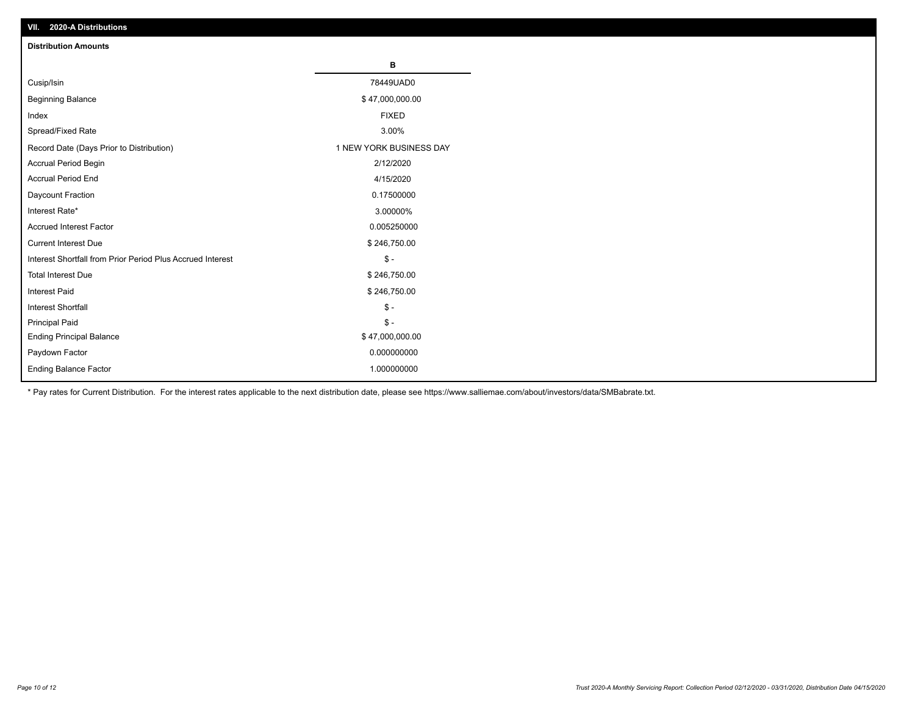## VII. 2020-A Distributions

### Distribution Amounts

| | B |
|---|---|
| Cusip/Isin | 78449UAD0 |
| Beginning Balance | $ 47,000,000.00 |
| Index | FIXED |
| Spread/Fixed Rate | 3.00% |
| Record Date (Days Prior to Distribution) | 1 NEW YORK BUSINESS DAY |
| Accrual Period Begin | 2/12/2020 |
| Accrual Period End | 4/15/2020 |
| Daycount Fraction | 0.17500000 |
| Interest Rate* | 3.00000% |
| Accrued Interest Factor | 0.005250000 |
| Current Interest Due | $ 246,750.00 |
| Interest Shortfall from Prior Period Plus Accrued Interest | $ - |
| Total Interest Due | $ 246,750.00 |
| Interest Paid | $ 246,750.00 |
| Interest Shortfall | $ - |
| Principal Paid | $ - |
| Ending Principal Balance | $ 47,000,000.00 |
| Paydown Factor | 0.000000000 |
| Ending Balance Factor | 1.000000000 |

* Pay rates for Current Distribution. For the interest rates applicable to the next distribution date, please see https://www.salliemae.com/about/investors/data/SMBabrate.txt.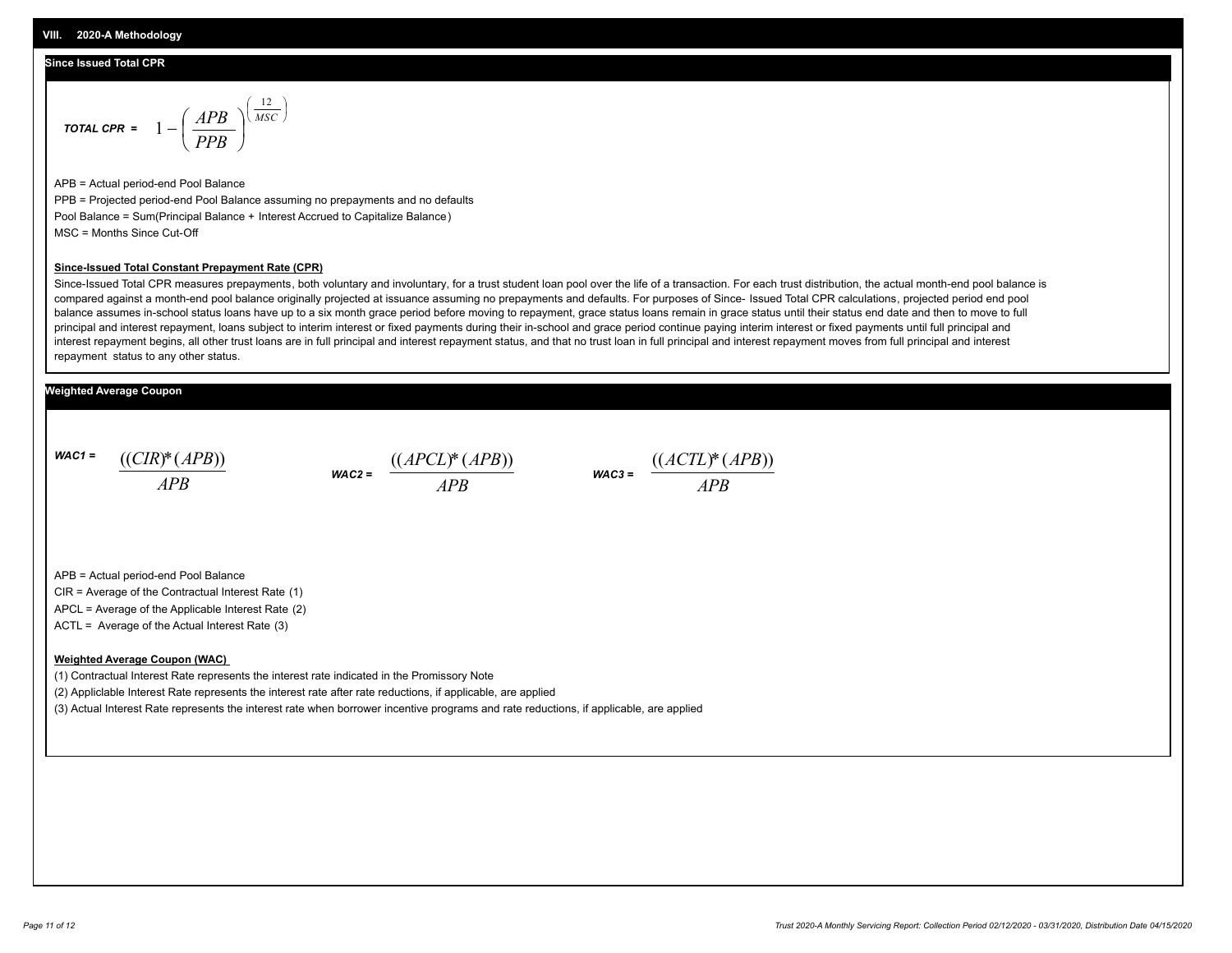## VIII. 2020-A Methodology

### Since Issued Total CPR

$$\textit{TOTAL CPR} = 1 - \left(\frac{APB}{PPB}\right)^{\left(\frac{12}{MSC}\right)}$$

APB = Actual period-end Pool Balance

PPB = Projected period-end Pool Balance assuming no prepayments and no defaults

Pool Balance = Sum(Principal Balance + Interest Accrued to Capitalize Balance)

MSC = Months Since Cut-Off

**Since-Issued Total Constant Prepayment Rate (CPR)**

Since-Issued Total CPR measures prepayments, both voluntary and involuntary, for a trust student loan pool over the life of a transaction. For each trust distribution, the actual month-end pool balance is compared against a month-end pool balance originally projected at issuance assuming no prepayments and defaults. For purposes of Since- Issued Total CPR calculations, projected period end pool balance assumes in-school status loans have up to a six month grace period before moving to repayment, grace status loans remain in grace status until their status end date and then to move to full principal and interest repayment, loans subject to interim interest or fixed payments during their in-school and grace period continue paying interim interest or fixed payments until full principal and interest repayment begins, all other trust loans are in full principal and interest repayment status, and that no trust loan in full principal and interest repayment moves from full principal and interest repayment status to any other status.

### Weighted Average Coupon

$$\textit{WAC1} = \frac{((CIR)*(APB))}{APB} \qquad \textit{WAC2} = \frac{((APCL)*(APB))}{APB} \qquad \textit{WAC3} = \frac{((ACTL)*(APB))}{APB}$$

APB = Actual period-end Pool Balance

CIR = Average of the Contractual Interest Rate (1)

APCL = Average of the Applicable Interest Rate (2)

ACTL = Average of the Actual Interest Rate (3)

**Weighted Average Coupon (WAC)**

(1) Contractual Interest Rate represents the interest rate indicated in the Promissory Note

(2) Appliclable Interest Rate represents the interest rate after rate reductions, if applicable, are applied

(3) Actual Interest Rate represents the interest rate when borrower incentive programs and rate reductions, if applicable, are applied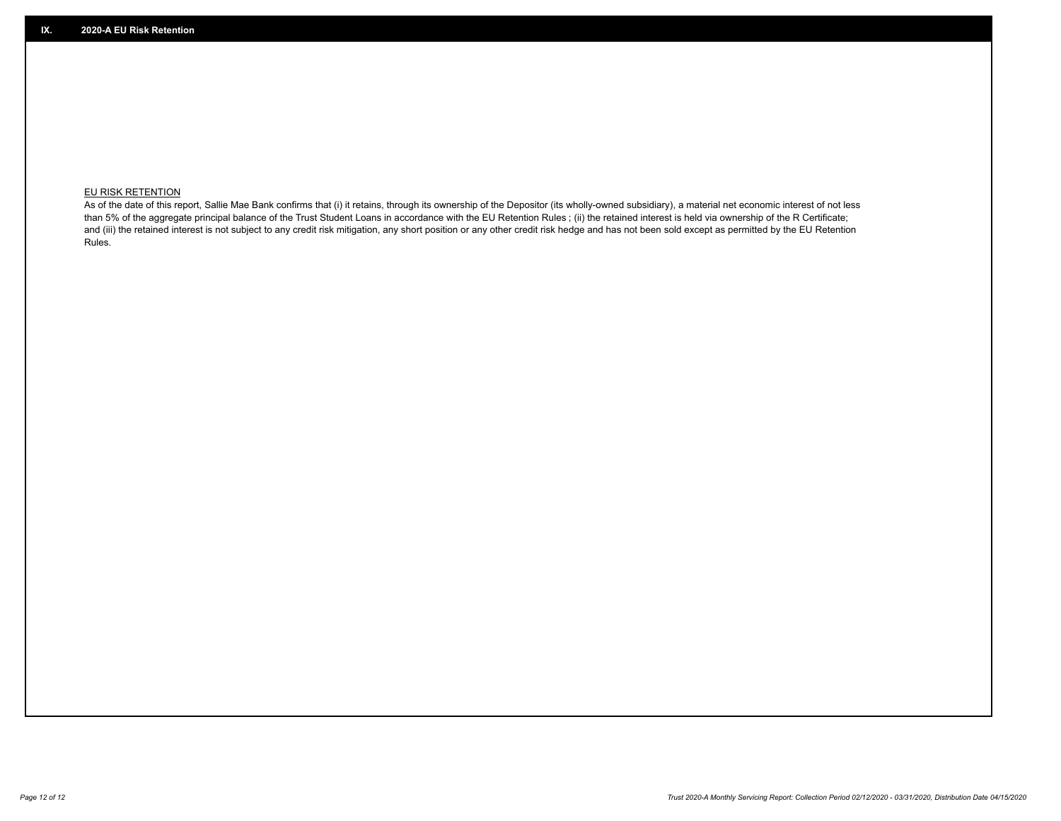## IX. 2020-A EU Risk Retention

EU RISK RETENTION

As of the date of this report, Sallie Mae Bank confirms that (i) it retains, through its ownership of the Depositor (its wholly-owned subsidiary), a material net economic interest of not less than 5% of the aggregate principal balance of the Trust Student Loans in accordance with the EU Retention Rules ; (ii) the retained interest is held via ownership of the R Certificate; and (iii) the retained interest is not subject to any credit risk mitigation, any short position or any other credit risk hedge and has not been sold except as permitted by the EU Retention Rules.